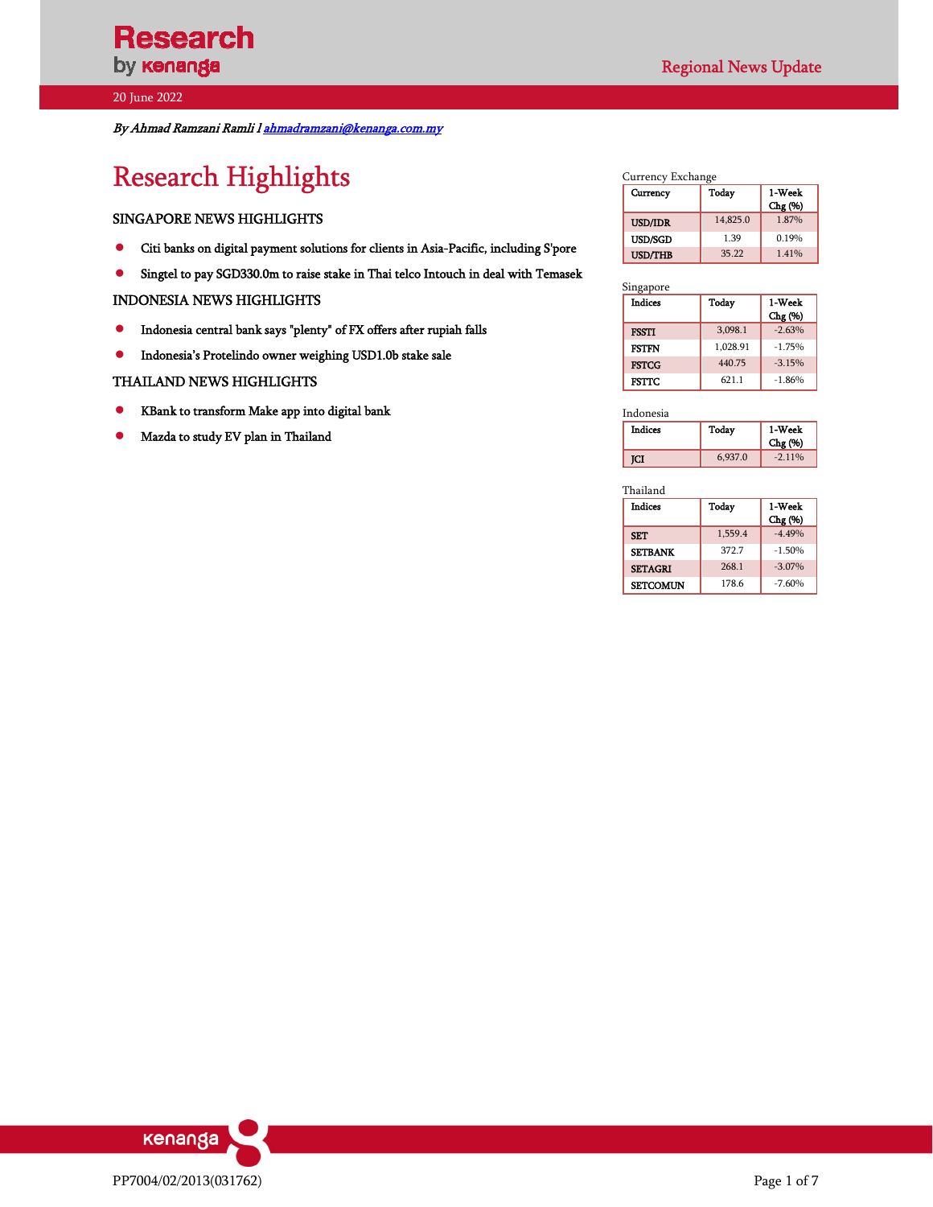# Research by kenanga

Regional News Update

20 June 2022

*By Ahmad Ramzani Ramli l ahmadramzani@kenanga.com.my*

# Research Highlights

## SINGAPORE NEWS HIGHLIGHTS

- Citi banks on digital payment solutions for clients in Asia-Pacific, including S'pore
- Singtel to pay SGD330.0m to raise stake in Thai telco Intouch in deal with Temasek

## INDONESIA NEWS HIGHLIGHTS

- Indonesia central bank says "plenty" of FX offers after rupiah falls
- Indonesia's Protelindo owner weighing USD1.0b stake sale

## THAILAND NEWS HIGHLIGHTS

- KBank to transform Make app into digital bank
- Mazda to study EV plan in Thailand

Currency Exchange

| Currency | Today | 1-Week Chg (%) |
|---|---|---|
| USD/IDR | 14,825.0 | 1.87% |
| USD/SGD | 1.39 | 0.19% |
| USD/THB | 35.22 | 1.41% |

Singapore

| Indices | Today | 1-Week Chg (%) |
|---|---|---|
| FSSTI | 3,098.1 | -2.63% |
| FSTFN | 1,028.91 | -1.75% |
| FSTCG | 440.75 | -3.15% |
| FSTTC | 621.1 | -1.86% |

Indonesia

| Indices | Today | 1-Week Chg (%) |
|---|---|---|
| JCI | 6,937.0 | -2.11% |

Thailand

| Indices | Today | 1-Week Chg (%) |
|---|---|---|
| SET | 1,559.4 | -4.49% |
| SETBANK | 372.7 | -1.50% |
| SETAGRI | 268.1 | -3.07% |
| SETCOMUN | 178.6 | -7.60% |

PP7004/02/2013(031762)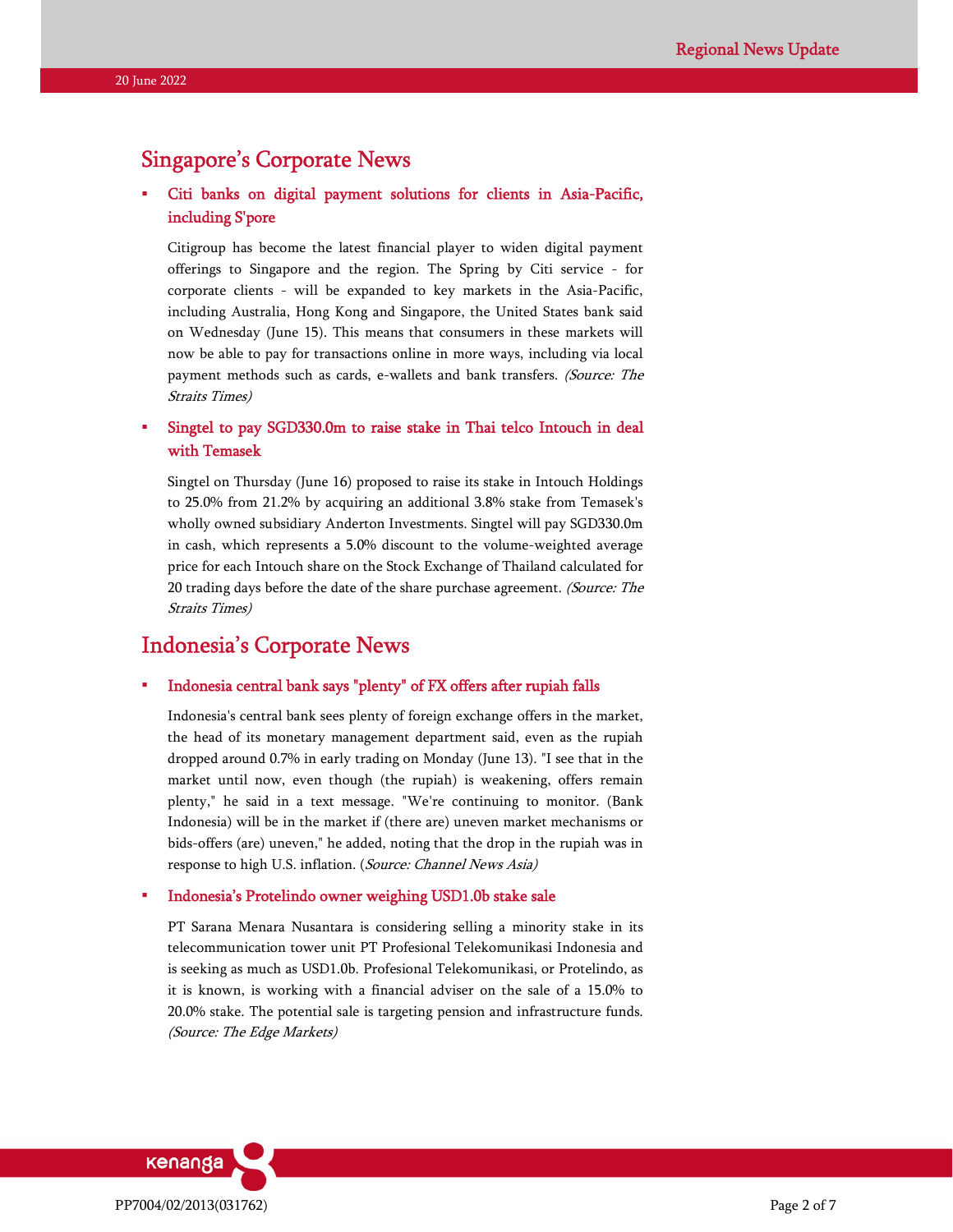## Singapore's Corporate News

- **Citi banks on digital payment solutions for clients in Asia-Pacific, including S'pore**

  Citigroup has become the latest financial player to widen digital payment offerings to Singapore and the region. The Spring by Citi service - for corporate clients - will be expanded to key markets in the Asia-Pacific, including Australia, Hong Kong and Singapore, the United States bank said on Wednesday (June 15). This means that consumers in these markets will now be able to pay for transactions online in more ways, including via local payment methods such as cards, e-wallets and bank transfers. *(Source: The Straits Times)*

- **Singtel to pay SGD330.0m to raise stake in Thai telco Intouch in deal with Temasek**

  Singtel on Thursday (June 16) proposed to raise its stake in Intouch Holdings to 25.0% from 21.2% by acquiring an additional 3.8% stake from Temasek's wholly owned subsidiary Anderton Investments. Singtel will pay SGD330.0m in cash, which represents a 5.0% discount to the volume-weighted average price for each Intouch share on the Stock Exchange of Thailand calculated for 20 trading days before the date of the share purchase agreement. *(Source: The Straits Times)*

## Indonesia's Corporate News

- **Indonesia central bank says "plenty" of FX offers after rupiah falls**

  Indonesia's central bank sees plenty of foreign exchange offers in the market, the head of its monetary management department said, even as the rupiah dropped around 0.7% in early trading on Monday (June 13). "I see that in the market until now, even though (the rupiah) is weakening, offers remain plenty," he said in a text message. "We're continuing to monitor. (Bank Indonesia) will be in the market if (there are) uneven market mechanisms or bids-offers (are) uneven," he added, noting that the drop in the rupiah was in response to high U.S. inflation. (*Source: Channel News Asia)*

- **Indonesia's Protelindo owner weighing USD1.0b stake sale**

  PT Sarana Menara Nusantara is considering selling a minority stake in its telecommunication tower unit PT Profesional Telekomunikasi Indonesia and is seeking as much as USD1.0b. Profesional Telekomunikasi, or Protelindo, as it is known, is working with a financial adviser on the sale of a 15.0% to 20.0% stake. The potential sale is targeting pension and infrastructure funds. *(Source: The Edge Markets)*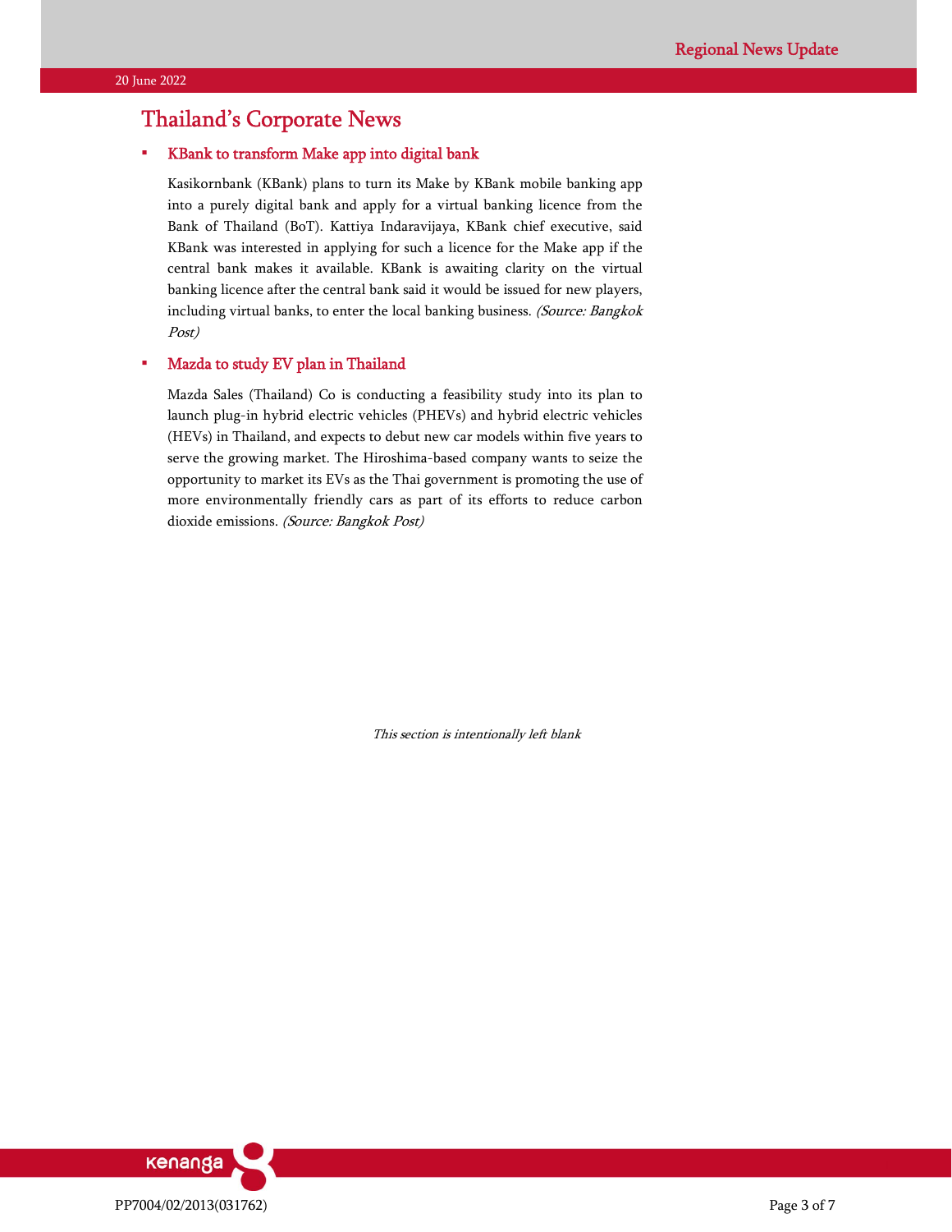# Thailand's Corporate News

- **KBank to transform Make app into digital bank**

  Kasikornbank (KBank) plans to turn its Make by KBank mobile banking app into a purely digital bank and apply for a virtual banking licence from the Bank of Thailand (BoT). Kattiya Indaravijaya, KBank chief executive, said KBank was interested in applying for such a licence for the Make app if the central bank makes it available. KBank is awaiting clarity on the virtual banking licence after the central bank said it would be issued for new players, including virtual banks, to enter the local banking business. *(Source: Bangkok Post)*

- **Mazda to study EV plan in Thailand**

  Mazda Sales (Thailand) Co is conducting a feasibility study into its plan to launch plug-in hybrid electric vehicles (PHEVs) and hybrid electric vehicles (HEVs) in Thailand, and expects to debut new car models within five years to serve the growing market. The Hiroshima-based company wants to seize the opportunity to market its EVs as the Thai government is promoting the use of more environmentally friendly cars as part of its efforts to reduce carbon dioxide emissions. *(Source: Bangkok Post)*

*This section is intentionally left blank*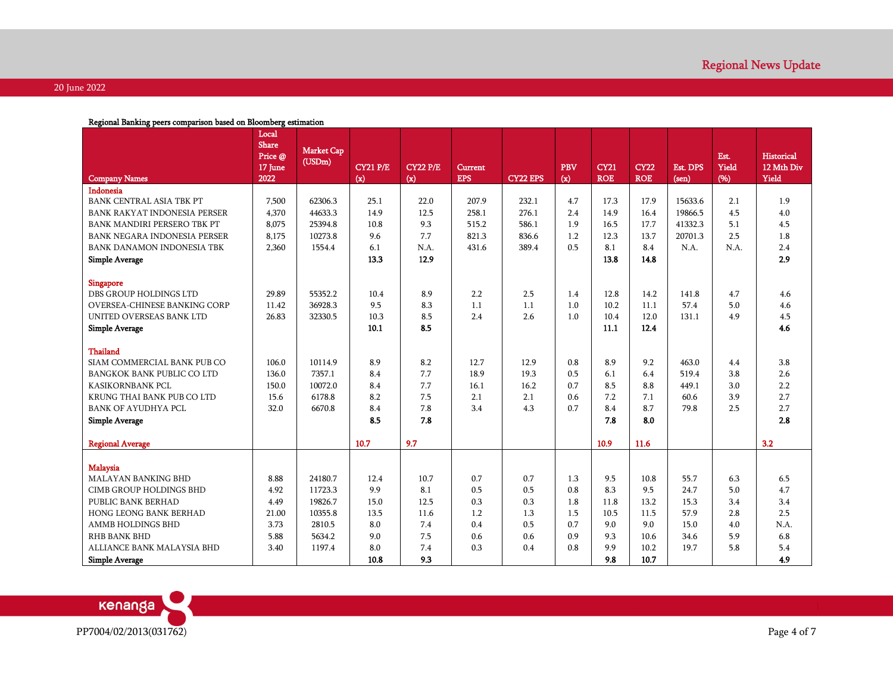**Regional Banking peers comparison based on Bloomberg estimation**

| Company Names | Local Share Price @ 17 June 2022 | Market Cap (USDm) | CY21 P/E (x) | CY22 P/E (x) | Current EPS | CY22 EPS | PBV (x) | CY21 ROE | CY22 ROE | Est. DPS (sen) | Est. Yield (%) | Historical 12 Mth Div Yield |
|---|---|---|---|---|---|---|---|---|---|---|---|---|
| **Indonesia** | | | | | | | | | | | | |
| BANK CENTRAL ASIA TBK PT | 7,500 | 62306.3 | 25.1 | 22.0 | 207.9 | 232.1 | 4.7 | 17.3 | 17.9 | 15633.6 | 2.1 | 1.9 |
| BANK RAKYAT INDONESIA PERSER | 4,370 | 44633.3 | 14.9 | 12.5 | 258.1 | 276.1 | 2.4 | 14.9 | 16.4 | 19866.5 | 4.5 | 4.0 |
| BANK MANDIRI PERSERO TBK PT | 8,075 | 25394.8 | 10.8 | 9.3 | 515.2 | 586.1 | 1.9 | 16.5 | 17.7 | 41332.3 | 5.1 | 4.5 |
| BANK NEGARA INDONESIA PERSER | 8,175 | 10273.8 | 9.6 | 7.7 | 821.3 | 836.6 | 1.2 | 12.3 | 13.7 | 20701.3 | 2.5 | 1.8 |
| BANK DANAMON INDONESIA TBK | 2,360 | 1554.4 | 6.1 | N.A. | 431.6 | 389.4 | 0.5 | 8.1 | 8.4 | N.A. | N.A. | 2.4 |
| **Simple Average** | | | **13.3** | **12.9** | | | | **13.8** | **14.8** | | | **2.9** |
| **Singapore** | | | | | | | | | | | | |
| DBS GROUP HOLDINGS LTD | 29.89 | 55352.2 | 10.4 | 8.9 | 2.2 | 2.5 | 1.4 | 12.8 | 14.2 | 141.8 | 4.7 | 4.6 |
| OVERSEA-CHINESE BANKING CORP | 11.42 | 36928.3 | 9.5 | 8.3 | 1.1 | 1.1 | 1.0 | 10.2 | 11.1 | 57.4 | 5.0 | 4.6 |
| UNITED OVERSEAS BANK LTD | 26.83 | 32330.5 | 10.3 | 8.5 | 2.4 | 2.6 | 1.0 | 10.4 | 12.0 | 131.1 | 4.9 | 4.5 |
| **Simple Average** | | | **10.1** | **8.5** | | | | **11.1** | **12.4** | | | **4.6** |
| **Thailand** | | | | | | | | | | | | |
| SIAM COMMERCIAL BANK PUB CO | 106.0 | 10114.9 | 8.9 | 8.2 | 12.7 | 12.9 | 0.8 | 8.9 | 9.2 | 463.0 | 4.4 | 3.8 |
| BANGKOK BANK PUBLIC CO LTD | 136.0 | 7357.1 | 8.4 | 7.7 | 18.9 | 19.3 | 0.5 | 6.1 | 6.4 | 519.4 | 3.8 | 2.6 |
| KASIKORNBANK PCL | 150.0 | 10072.0 | 8.4 | 7.7 | 16.1 | 16.2 | 0.7 | 8.5 | 8.8 | 449.1 | 3.0 | 2.2 |
| KRUNG THAI BANK PUB CO LTD | 15.6 | 6178.8 | 8.2 | 7.5 | 2.1 | 2.1 | 0.6 | 7.2 | 7.1 | 60.6 | 3.9 | 2.7 |
| BANK OF AYUDHYA PCL | 32.0 | 6670.8 | 8.4 | 7.8 | 3.4 | 4.3 | 0.7 | 8.4 | 8.7 | 79.8 | 2.5 | 2.7 |
| **Simple Average** | | | **8.5** | **7.8** | | | | **7.8** | **8.0** | | | **2.8** |
| **Regional Average** | | | **10.7** | **9.7** | | | | **10.9** | **11.6** | | | **3.2** |
| **Malaysia** | | | | | | | | | | | | |
| MALAYAN BANKING BHD | 8.88 | 24180.7 | 12.4 | 10.7 | 0.7 | 0.7 | 1.3 | 9.5 | 10.8 | 55.7 | 6.3 | 6.5 |
| CIMB GROUP HOLDINGS BHD | 4.92 | 11723.3 | 9.9 | 8.1 | 0.5 | 0.5 | 0.8 | 8.3 | 9.5 | 24.7 | 5.0 | 4.7 |
| PUBLIC BANK BERHAD | 4.49 | 19826.7 | 15.0 | 12.5 | 0.3 | 0.3 | 1.8 | 11.8 | 13.2 | 15.3 | 3.4 | 3.4 |
| HONG LEONG BANK BERHAD | 21.00 | 10355.8 | 13.5 | 11.6 | 1.2 | 1.3 | 1.5 | 10.5 | 11.5 | 57.9 | 2.8 | 2.5 |
| AMMB HOLDINGS BHD | 3.73 | 2810.5 | 8.0 | 7.4 | 0.4 | 0.5 | 0.7 | 9.0 | 9.0 | 15.0 | 4.0 | N.A. |
| RHB BANK BHD | 5.88 | 5634.2 | 9.0 | 7.5 | 0.6 | 0.6 | 0.9 | 9.3 | 10.6 | 34.6 | 5.9 | 6.8 |
| ALLIANCE BANK MALAYSIA BHD | 3.40 | 1197.4 | 8.0 | 7.4 | 0.3 | 0.4 | 0.8 | 9.9 | 10.2 | 19.7 | 5.8 | 5.4 |
| **Simple Average** | | | **10.8** | **9.3** | | | | **9.8** | **10.7** | | | **4.9** |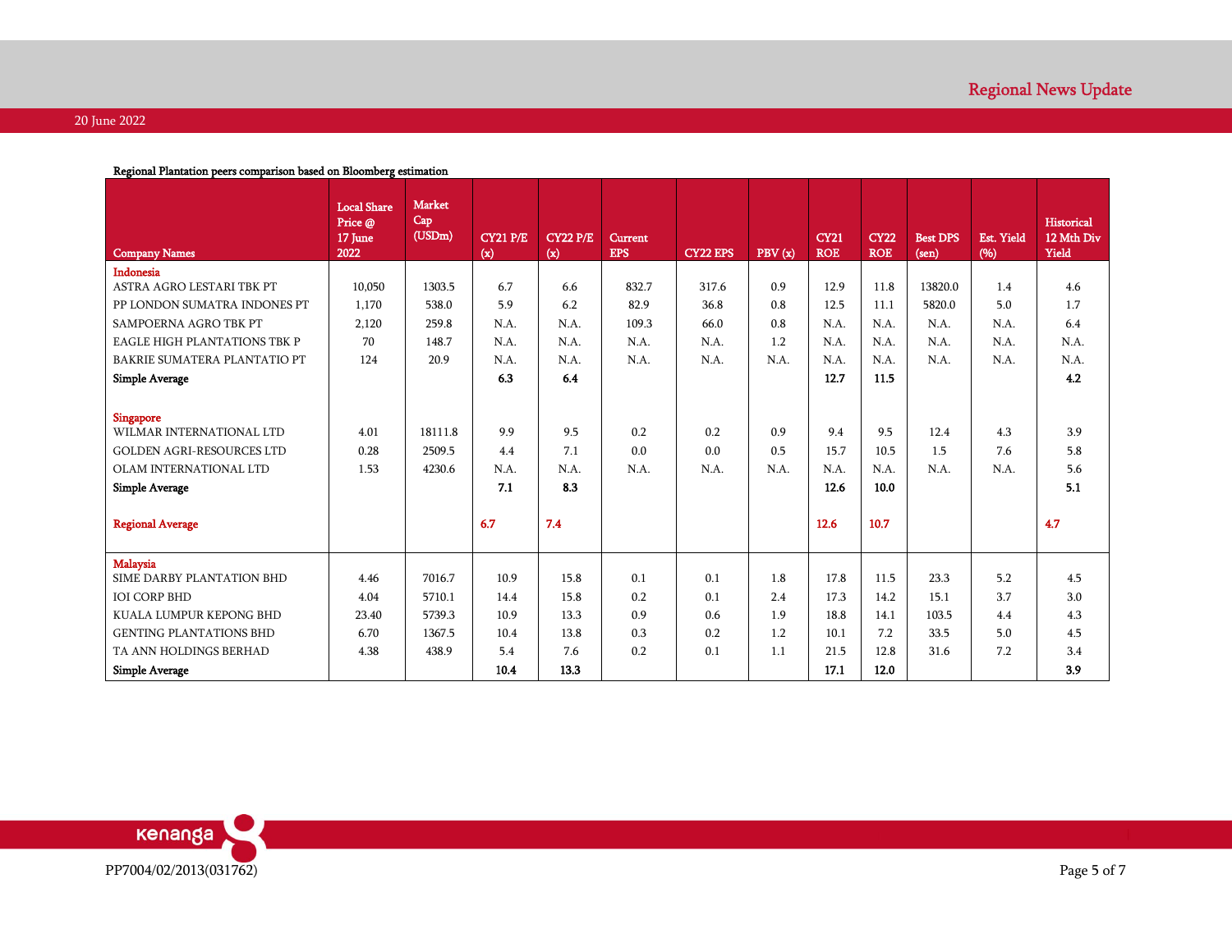Regional Plantation peers comparison based on Bloomberg estimation

| Company Names | Local Share Price @ 17 June 2022 | Market Cap (USDm) | CY21 P/E (x) | CY22 P/E (x) | Current EPS | CY22 EPS | PBV (x) | CY21 ROE | CY22 ROE | Best DPS (sen) | Est. Yield (%) | Historical 12 Mth Div Yield |
|---|---|---|---|---|---|---|---|---|---|---|---|---|
| **Indonesia** | | | | | | | | | | | | |
| ASTRA AGRO LESTARI TBK PT | 10,050 | 1303.5 | 6.7 | 6.6 | 832.7 | 317.6 | 0.9 | 12.9 | 11.8 | 13820.0 | 1.4 | 4.6 |
| PP LONDON SUMATRA INDONES PT | 1,170 | 538.0 | 5.9 | 6.2 | 82.9 | 36.8 | 0.8 | 12.5 | 11.1 | 5820.0 | 5.0 | 1.7 |
| SAMPOERNA AGRO TBK PT | 2,120 | 259.8 | N.A. | N.A. | 109.3 | 66.0 | 0.8 | N.A. | N.A. | N.A. | N.A. | 6.4 |
| EAGLE HIGH PLANTATIONS TBK P | 70 | 148.7 | N.A. | N.A. | N.A. | N.A. | 1.2 | N.A. | N.A. | N.A. | N.A. | N.A. |
| BAKRIE SUMATERA PLANTATIO PT | 124 | 20.9 | N.A. | N.A. | N.A. | N.A. | N.A. | N.A. | N.A. | N.A. | N.A. | N.A. |
| **Simple Average** | | | **6.3** | **6.4** | | | | **12.7** | **11.5** | | | **4.2** |
| **Singapore** | | | | | | | | | | | | |
| WILMAR INTERNATIONAL LTD | 4.01 | 18111.8 | 9.9 | 9.5 | 0.2 | 0.2 | 0.9 | 9.4 | 9.5 | 12.4 | 4.3 | 3.9 |
| GOLDEN AGRI-RESOURCES LTD | 0.28 | 2509.5 | 4.4 | 7.1 | 0.0 | 0.0 | 0.5 | 15.7 | 10.5 | 1.5 | 7.6 | 5.8 |
| OLAM INTERNATIONAL LTD | 1.53 | 4230.6 | N.A. | N.A. | N.A. | N.A. | N.A. | N.A. | N.A. | N.A. | N.A. | 5.6 |
| **Simple Average** | | | **7.1** | **8.3** | | | | **12.6** | **10.0** | | | **5.1** |
| **Regional Average** | | | **6.7** | **7.4** | | | | **12.6** | **10.7** | | | **4.7** |
| **Malaysia** | | | | | | | | | | | | |
| SIME DARBY PLANTATION BHD | 4.46 | 7016.7 | 10.9 | 15.8 | 0.1 | 0.1 | 1.8 | 17.8 | 11.5 | 23.3 | 5.2 | 4.5 |
| IOI CORP BHD | 4.04 | 5710.1 | 14.4 | 15.8 | 0.2 | 0.1 | 2.4 | 17.3 | 14.2 | 15.1 | 3.7 | 3.0 |
| KUALA LUMPUR KEPONG BHD | 23.40 | 5739.3 | 10.9 | 13.3 | 0.9 | 0.6 | 1.9 | 18.8 | 14.1 | 103.5 | 4.4 | 4.3 |
| GENTING PLANTATIONS BHD | 6.70 | 1367.5 | 10.4 | 13.8 | 0.3 | 0.2 | 1.2 | 10.1 | 7.2 | 33.5 | 5.0 | 4.5 |
| TA ANN HOLDINGS BERHAD | 4.38 | 438.9 | 5.4 | 7.6 | 0.2 | 0.1 | 1.1 | 21.5 | 12.8 | 31.6 | 7.2 | 3.4 |
| **Simple Average** | | | **10.4** | **13.3** | | | | **17.1** | **12.0** | | | **3.9** |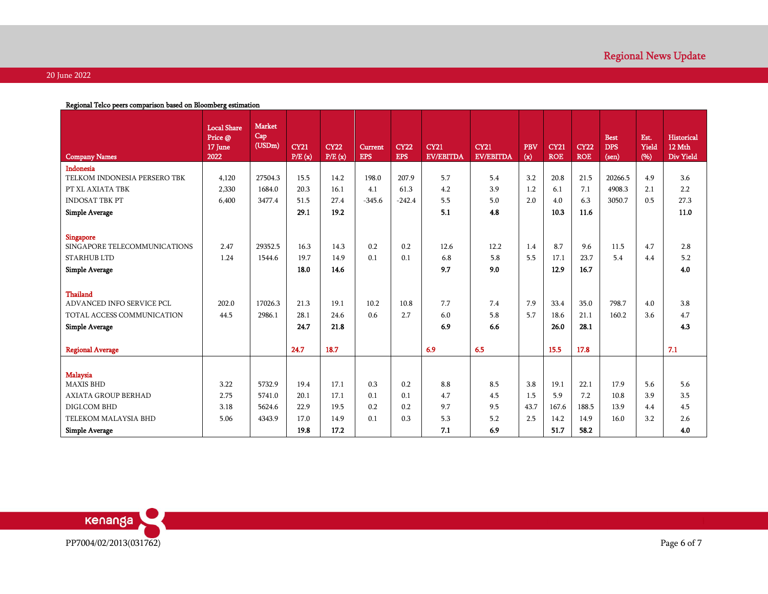Regional Telco peers comparison based on Bloomberg estimation

| Company Names | Local Share Price @ 17 June 2022 | Market Cap (USDm) | CY21 P/E (x) | CY22 P/E (x) | Current EPS | CY22 EPS | CY21 EV/EBITDA | CY21 EV/EBITDA | PBV (x) | CY21 ROE | CY22 ROE | Best DPS (sen) | Est. Yield (%) | Historical 12 Mth Div Yield |
|---|---|---|---|---|---|---|---|---|---|---|---|---|---|---|
| **Indonesia** | | | | | | | | | | | | | | |
| TELKOM INDONESIA PERSERO TBK | 4,120 | 27504.3 | 15.5 | 14.2 | 198.0 | 207.9 | 5.7 | 5.4 | 3.2 | 20.8 | 21.5 | 20266.5 | 4.9 | 3.6 |
| PT XL AXIATA TBK | 2,330 | 1684.0 | 20.3 | 16.1 | 4.1 | 61.3 | 4.2 | 3.9 | 1.2 | 6.1 | 7.1 | 4908.3 | 2.1 | 2.2 |
| INDOSAT TBK PT | 6,400 | 3477.4 | 51.5 | 27.4 | -345.6 | -242.4 | 5.5 | 5.0 | 2.0 | 4.0 | 6.3 | 3050.7 | 0.5 | 27.3 |
| **Simple Average** | | | **29.1** | **19.2** | | | **5.1** | **4.8** | | **10.3** | **11.6** | | | **11.0** |
| **Singapore** | | | | | | | | | | | | | | |
| SINGAPORE TELECOMMUNICATIONS | 2.47 | 29352.5 | 16.3 | 14.3 | 0.2 | 0.2 | 12.6 | 12.2 | 1.4 | 8.7 | 9.6 | 11.5 | 4.7 | 2.8 |
| STARHUB LTD | 1.24 | 1544.6 | 19.7 | 14.9 | 0.1 | 0.1 | 6.8 | 5.8 | 5.5 | 17.1 | 23.7 | 5.4 | 4.4 | 5.2 |
| **Simple Average** | | | **18.0** | **14.6** | | | **9.7** | **9.0** | | **12.9** | **16.7** | | | **4.0** |
| **Thailand** | | | | | | | | | | | | | | |
| ADVANCED INFO SERVICE PCL | 202.0 | 17026.3 | 21.3 | 19.1 | 10.2 | 10.8 | 7.7 | 7.4 | 7.9 | 33.4 | 35.0 | 798.7 | 4.0 | 3.8 |
| TOTAL ACCESS COMMUNICATION | 44.5 | 2986.1 | 28.1 | 24.6 | 0.6 | 2.7 | 6.0 | 5.8 | 5.7 | 18.6 | 21.1 | 160.2 | 3.6 | 4.7 |
| **Simple Average** | | | **24.7** | **21.8** | | | **6.9** | **6.6** | | **26.0** | **28.1** | | | **4.3** |
| **Regional Average** | | | 24.7 | 18.7 | | | 6.9 | 6.5 | | 15.5 | 17.8 | | | 7.1 |
| **Malaysia** | | | | | | | | | | | | | | |
| MAXIS BHD | 3.22 | 5732.9 | 19.4 | 17.1 | 0.3 | 0.2 | 8.8 | 8.5 | 3.8 | 19.1 | 22.1 | 17.9 | 5.6 | 5.6 |
| AXIATA GROUP BERHAD | 2.75 | 5741.0 | 20.1 | 17.1 | 0.1 | 0.1 | 4.7 | 4.5 | 1.5 | 5.9 | 7.2 | 10.8 | 3.9 | 3.5 |
| DIGI.COM BHD | 3.18 | 5624.6 | 22.9 | 19.5 | 0.2 | 0.2 | 9.7 | 9.5 | 43.7 | 167.6 | 188.5 | 13.9 | 4.4 | 4.5 |
| TELEKOM MALAYSIA BHD | 5.06 | 4343.9 | 17.0 | 14.9 | 0.1 | 0.3 | 5.3 | 5.2 | 2.5 | 14.2 | 14.9 | 16.0 | 3.2 | 2.6 |
| **Simple Average** | | | **19.8** | **17.2** | | | **7.1** | **6.9** | | **51.7** | **58.2** | | | **4.0** |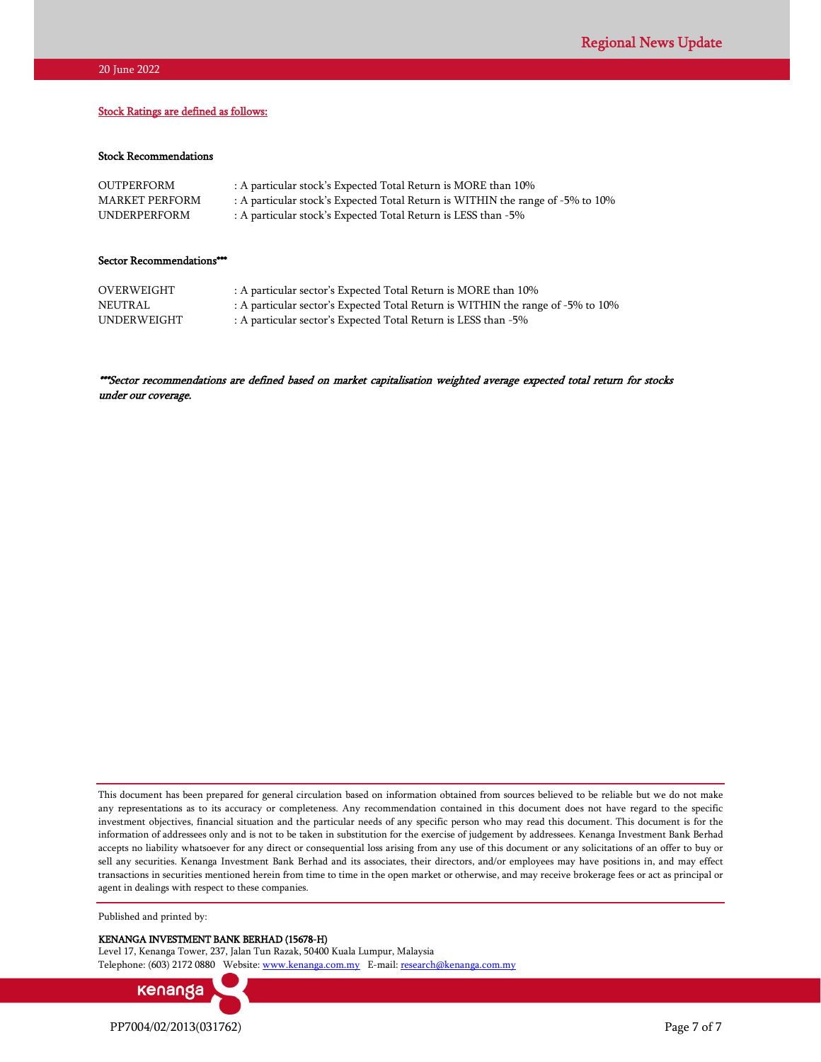Stock Ratings are defined as follows:

**Stock Recommendations**

| | |
|---|---|
| OUTPERFORM | : A particular stock's Expected Total Return is MORE than 10% |
| MARKET PERFORM | : A particular stock's Expected Total Return is WITHIN the range of -5% to 10% |
| UNDERPERFORM | : A particular stock's Expected Total Return is LESS than -5% |

**Sector Recommendations*****

| | |
|---|---|
| OVERWEIGHT | : A particular sector's Expected Total Return is MORE than 10% |
| NEUTRAL | : A particular sector's Expected Total Return is WITHIN the range of -5% to 10% |
| UNDERWEIGHT | : A particular sector's Expected Total Return is LESS than -5% |

****Sector recommendations are defined based on market capitalisation weighted average expected total return for stocks under our coverage.*

This document has been prepared for general circulation based on information obtained from sources believed to be reliable but we do not make any representations as to its accuracy or completeness. Any recommendation contained in this document does not have regard to the specific investment objectives, financial situation and the particular needs of any specific person who may read this document. This document is for the information of addressees only and is not to be taken in substitution for the exercise of judgement by addressees. Kenanga Investment Bank Berhad accepts no liability whatsoever for any direct or consequential loss arising from any use of this document or any solicitations of an offer to buy or sell any securities. Kenanga Investment Bank Berhad and its associates, their directors, and/or employees may have positions in, and may effect transactions in securities mentioned herein from time to time in the open market or otherwise, and may receive brokerage fees or act as principal or agent in dealings with respect to these companies.

Published and printed by:

KENANGA INVESTMENT BANK BERHAD (15678-H)
Level 17, Kenanga Tower, 237, Jalan Tun Razak, 50400 Kuala Lumpur, Malaysia
Telephone: (603) 2172 0880 Website: www.kenanga.com.my E-mail: research@kenanga.com.my

PP7004/02/2013(031762)